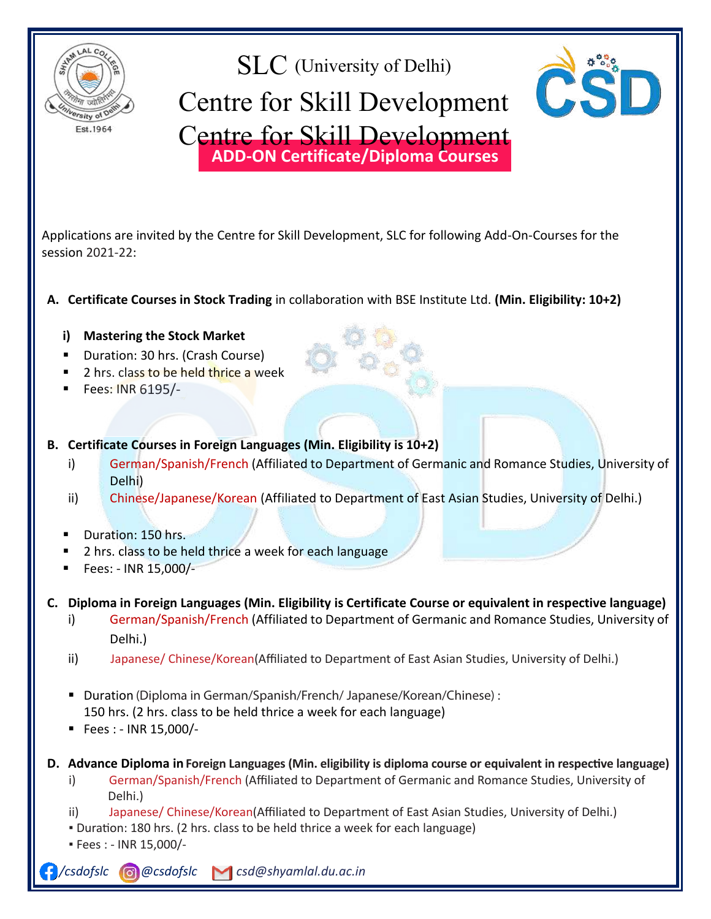# SLC (University of Delhi)

# Centre for Skill Development

## ADD-ON Certificate/Diploma Courses

Applications are invited by the Centre for Skill Development, SLC for following Add-On-Courses for the session 2021-22:

**A. Certificate Courses in Stock Trading** in collaboration with BSE Institute Ltd. **(Min. Eligibility: 10+2)**

**i) Mastering the Stock Market**

- Duration: 30 hrs. (Crash Course)
- 2 hrs. class to be held thrice a week
- Fees: INR 6195/-

**B. Certificate Courses in Foreign Languages (Min. Eligibility is 10+2)**

i) German/Spanish/French (Affiliated to Department of Germanic and Romance Studies, University of Delhi)

ii) Chinese/Japanese/Korean (Affiliated to Department of East Asian Studies, University of Delhi.)

- Duration: 150 hrs.
- 2 hrs. class to be held thrice a week for each language
- Fees: - INR 15,000/-

**C. Diploma in Foreign Languages (Min. Eligibility is Certificate Course or equivalent in respective language)**

i) German/Spanish/French (Affiliated to Department of Germanic and Romance Studies, University of Delhi.)

ii) Japanese/ Chinese/Korean(Affiliated to Department of East Asian Studies, University of Delhi.)

- Duration (Diploma in German/Spanish/French/ Japanese/Korean/Chinese) : 150 hrs. (2 hrs. class to be held thrice a week for each language)
- Fees : - INR 15,000/-

**D. Advance Diploma in Foreign Languages (Min. eligibility is diploma course or equivalent in respective language)**

i) German/Spanish/French (Affiliated to Department of Germanic and Romance Studies, University of Delhi.)

ii) Japanese/ Chinese/Korean(Affiliated to Department of East Asian Studies, University of Delhi.)

- Duration: 180 hrs. (2 hrs. class to be held thrice a week for each language)
- Fees : - INR 15,000/-

*/csdofslc* *@csdofslc* *csd@shyamlal.du.ac.in*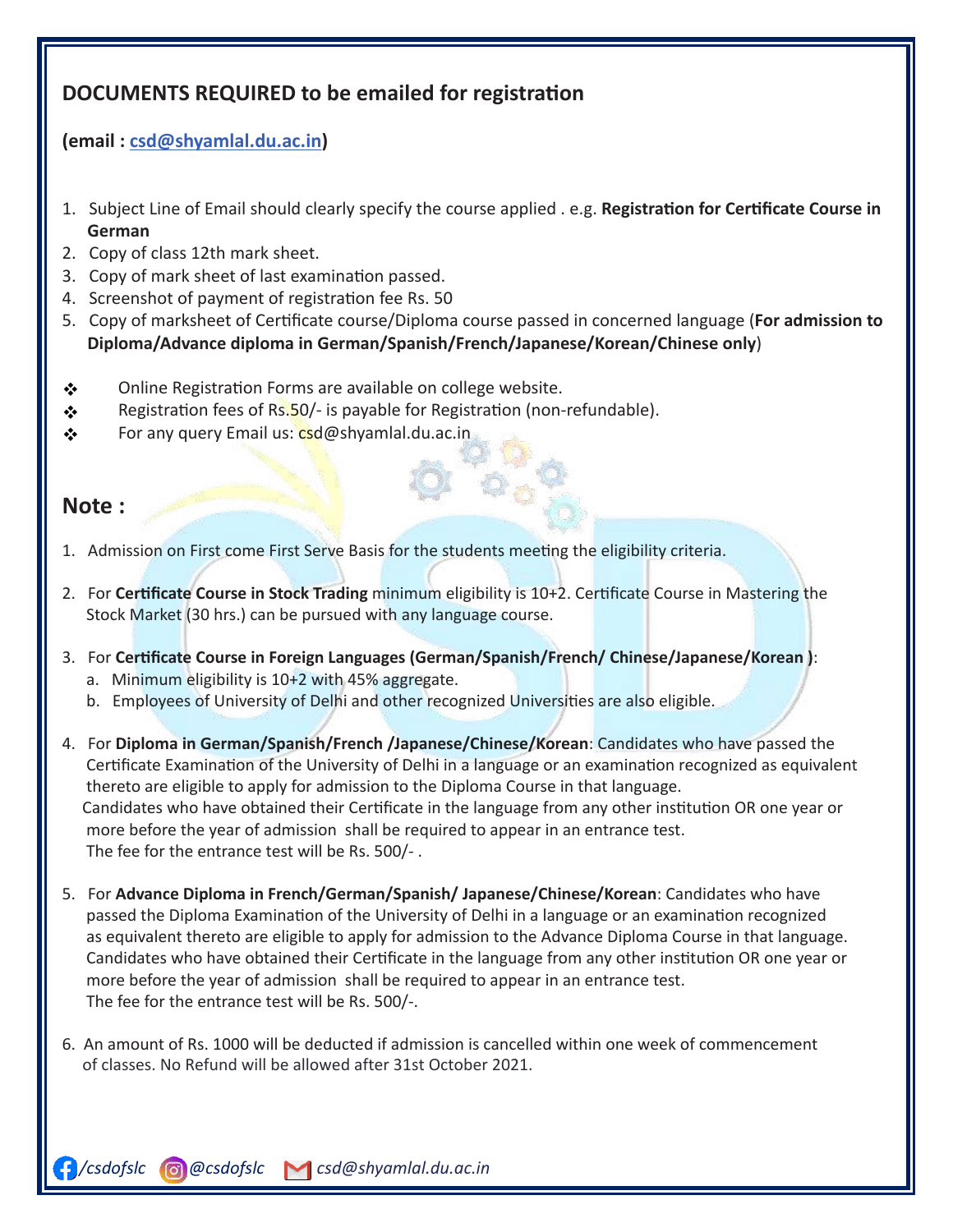## DOCUMENTS REQUIRED to be emailed for registration

**(email : csd@shyamlal.du.ac.in)**

1. Subject Line of Email should clearly specify the course applied . e.g. **Registration for Certificate Course in German**
2. Copy of class 12th mark sheet.
3. Copy of mark sheet of last examination passed.
4. Screenshot of payment of registration fee Rs. 50
5. Copy of marksheet of Certificate course/Diploma course passed in concerned language (**For admission to Diploma/Advance diploma in German/Spanish/French/Japanese/Korean/Chinese only**)

- Online Registration Forms are available on college website.
- Registration fees of Rs.50/- is payable for Registration (non-refundable).
- For any query Email us: csd@shyamlal.du.ac.in

## Note :

1. Admission on First come First Serve Basis for the students meeting the eligibility criteria.

2. For **Certificate Course in Stock Trading** minimum eligibility is 10+2. Certificate Course in Mastering the Stock Market (30 hrs.) can be pursued with any language course.

3. For **Certificate Course in Foreign Languages (German/Spanish/French/ Chinese/Japanese/Korean )**:
   a. Minimum eligibility is 10+2 with 45% aggregate.
   b. Employees of University of Delhi and other recognized Universities are also eligible.

4. For **Diploma in German/Spanish/French /Japanese/Chinese/Korean**: Candidates who have passed the Certificate Examination of the University of Delhi in a language or an examination recognized as equivalent thereto are eligible to apply for admission to the Diploma Course in that language.
   Candidates who have obtained their Certificate in the language from any other institution OR one year or more before the year of admission shall be required to appear in an entrance test.
   The fee for the entrance test will be Rs. 500/- .

5. For **Advance Diploma in French/German/Spanish/ Japanese/Chinese/Korean**: Candidates who have passed the Diploma Examination of the University of Delhi in a language or an examination recognized as equivalent thereto are eligible to apply for admission to the Advance Diploma Course in that language.
   Candidates who have obtained their Certificate in the language from any other institution OR one year or more before the year of admission shall be required to appear in an entrance test.
   The fee for the entrance test will be Rs. 500/-.

6. An amount of Rs. 1000 will be deducted if admission is cancelled within one week of commencement of classes. No Refund will be allowed after 31st October 2021.

*/csdofslc* *@csdofslc* *csd@shyamlal.du.ac.in*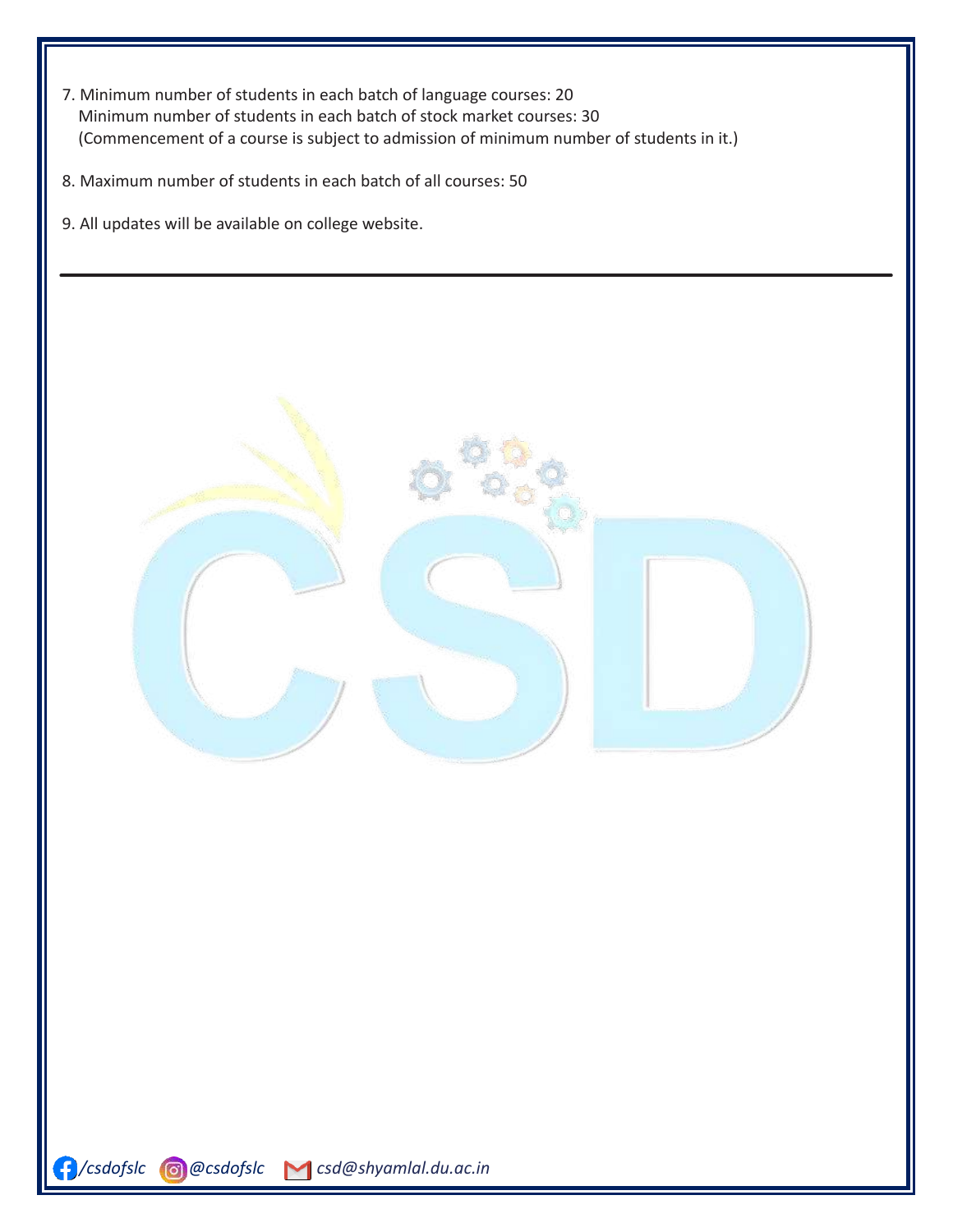7. Minimum number of students in each batch of language courses: 20
   Minimum number of students in each batch of stock market courses: 30
   (Commencement of a course is subject to admission of minimum number of students in it.)

8. Maximum number of students in each batch of all courses: 50

9. All updates will be available on college website.

---

*/csdofslc* *@csdofslc* *csd@shyamlal.du.ac.in*